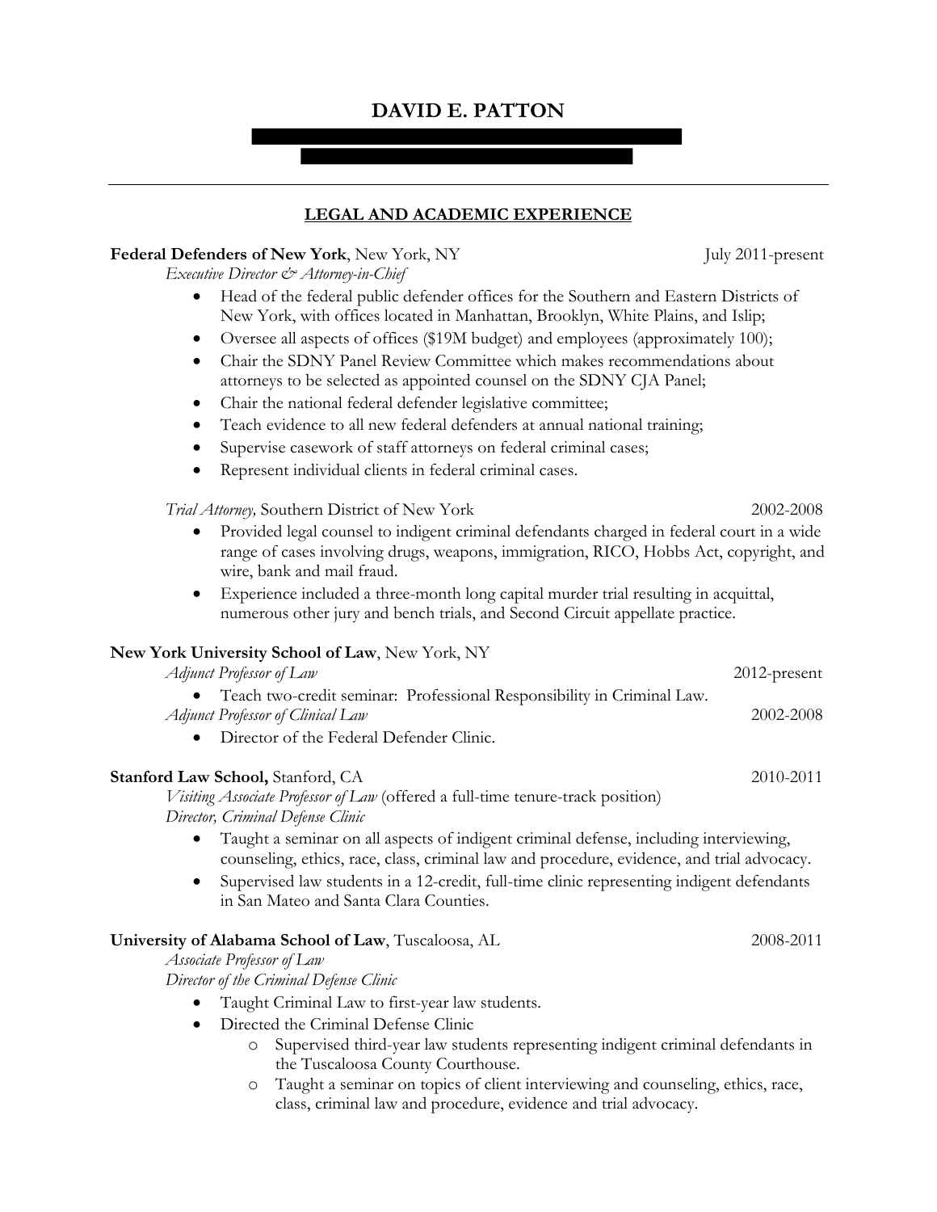# DAVID E. PATTON

## LEGAL AND ACADEMIC EXPERIENCE

**Federal Defenders of New York**, New York, NY — July 2011-present

*Executive Director & Attorney-in-Chief*

- Head of the federal public defender offices for the Southern and Eastern Districts of New York, with offices located in Manhattan, Brooklyn, White Plains, and Islip;
- Oversee all aspects of offices ($19M budget) and employees (approximately 100);
- Chair the SDNY Panel Review Committee which makes recommendations about attorneys to be selected as appointed counsel on the SDNY CJA Panel;
- Chair the national federal defender legislative committee;
- Teach evidence to all new federal defenders at annual national training;
- Supervise casework of staff attorneys on federal criminal cases;
- Represent individual clients in federal criminal cases.

*Trial Attorney,* Southern District of New York — 2002-2008

- Provided legal counsel to indigent criminal defendants charged in federal court in a wide range of cases involving drugs, weapons, immigration, RICO, Hobbs Act, copyright, and wire, bank and mail fraud.
- Experience included a three-month long capital murder trial resulting in acquittal, numerous other jury and bench trials, and Second Circuit appellate practice.

**New York University School of Law**, New York, NY

*Adjunct Professor of Law* — 2012-present

- Teach two-credit seminar: Professional Responsibility in Criminal Law.

*Adjunct Professor of Clinical Law* — 2002-2008

- Director of the Federal Defender Clinic.

**Stanford Law School,** Stanford, CA — 2010-2011

*Visiting Associate Professor of Law* (offered a full-time tenure-track position)

*Director, Criminal Defense Clinic*

- Taught a seminar on all aspects of indigent criminal defense, including interviewing, counseling, ethics, race, class, criminal law and procedure, evidence, and trial advocacy.
- Supervised law students in a 12-credit, full-time clinic representing indigent defendants in San Mateo and Santa Clara Counties.

**University of Alabama School of Law**, Tuscaloosa, AL — 2008-2011

*Associate Professor of Law*

*Director of the Criminal Defense Clinic*

- Taught Criminal Law to first-year law students.
- Directed the Criminal Defense Clinic
  - Supervised third-year law students representing indigent criminal defendants in the Tuscaloosa County Courthouse.
  - Taught a seminar on topics of client interviewing and counseling, ethics, race, class, criminal law and procedure, evidence and trial advocacy.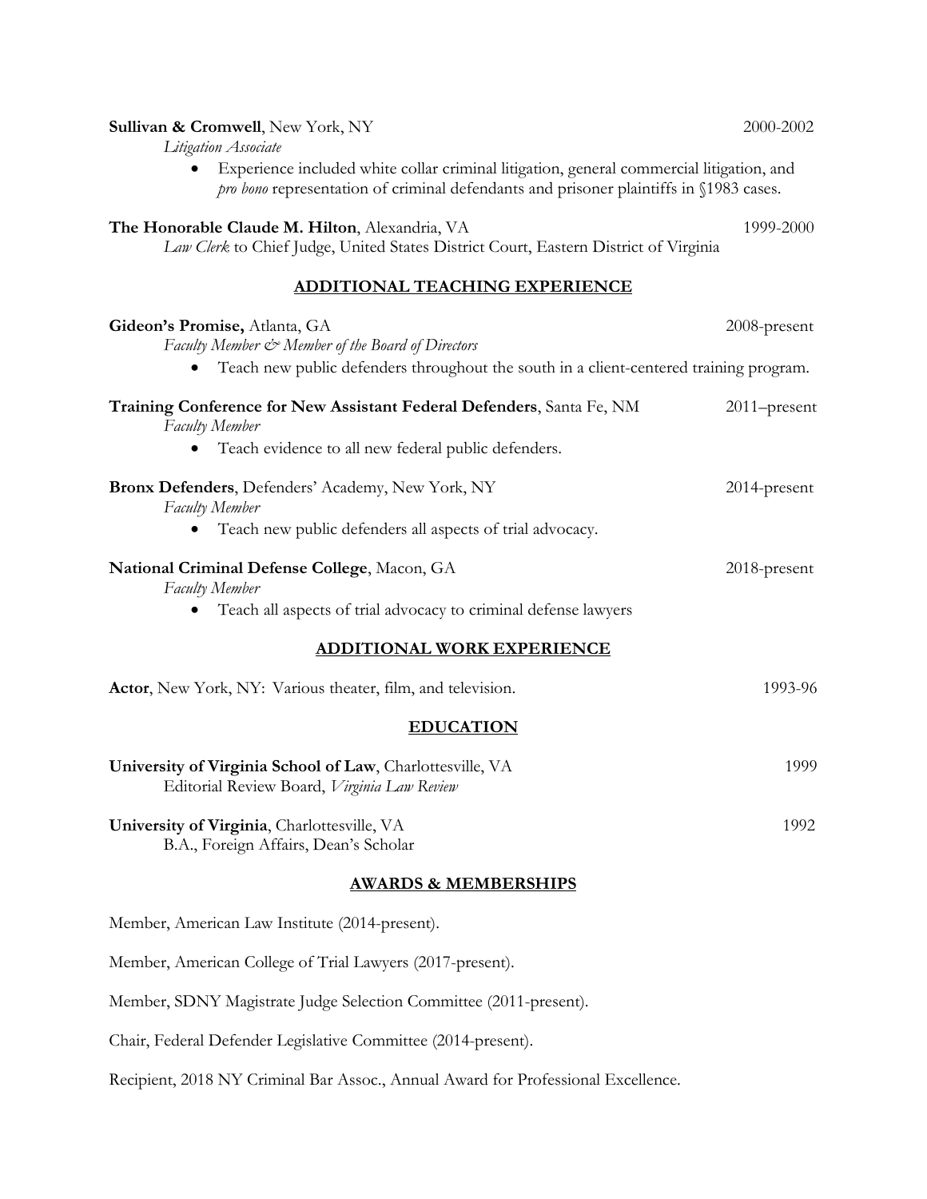**Sullivan & Cromwell**, New York, NY 2000-2002

*Litigation Associate*

- Experience included white collar criminal litigation, general commercial litigation, and *pro bono* representation of criminal defendants and prisoner plaintiffs in §1983 cases.

**The Honorable Claude M. Hilton**, Alexandria, VA 1999-2000

*Law Clerk* to Chief Judge, United States District Court, Eastern District of Virginia

## ADDITIONAL TEACHING EXPERIENCE

**Gideon's Promise,** Atlanta, GA 2008-present

*Faculty Member & Member of the Board of Directors*

- Teach new public defenders throughout the south in a client-centered training program.

**Training Conference for New Assistant Federal Defenders**, Santa Fe, NM 2011–present

*Faculty Member*

- Teach evidence to all new federal public defenders.

**Bronx Defenders**, Defenders' Academy, New York, NY 2014-present

*Faculty Member*

- Teach new public defenders all aspects of trial advocacy.

**National Criminal Defense College**, Macon, GA 2018-present

*Faculty Member*

- Teach all aspects of trial advocacy to criminal defense lawyers

## ADDITIONAL WORK EXPERIENCE

**Actor**, New York, NY: Various theater, film, and television. 1993-96

## EDUCATION

**University of Virginia School of Law**, Charlottesville, VA 1999

Editorial Review Board, *Virginia Law Review*

**University of Virginia**, Charlottesville, VA 1992

B.A., Foreign Affairs, Dean's Scholar

## AWARDS & MEMBERSHIPS

Member, American Law Institute (2014-present).

Member, American College of Trial Lawyers (2017-present).

Member, SDNY Magistrate Judge Selection Committee (2011-present).

Chair, Federal Defender Legislative Committee (2014-present).

Recipient, 2018 NY Criminal Bar Assoc., Annual Award for Professional Excellence.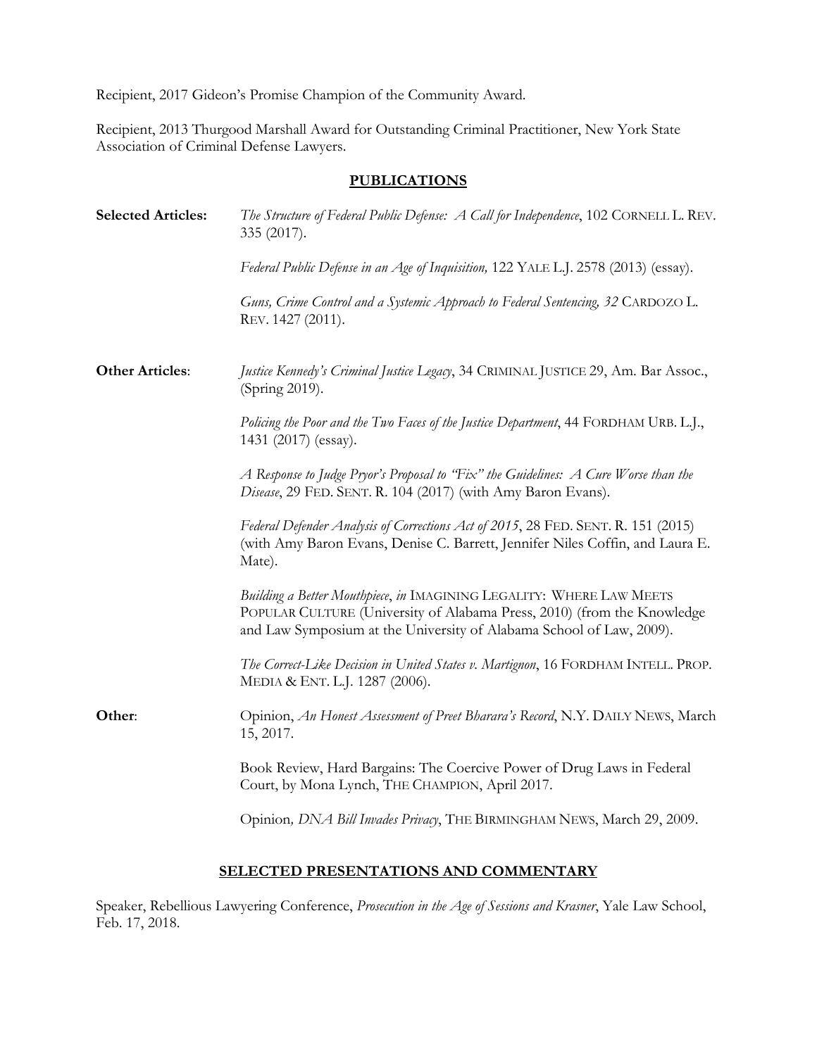Recipient, 2017 Gideon's Promise Champion of the Community Award.

Recipient, 2013 Thurgood Marshall Award for Outstanding Criminal Practitioner, New York State Association of Criminal Defense Lawyers.

## PUBLICATIONS

**Selected Articles:**

*The Structure of Federal Public Defense: A Call for Independence*, 102 CORNELL L. REV. 335 (2017).

*Federal Public Defense in an Age of Inquisition,* 122 YALE L.J. 2578 (2013) (essay).

*Guns, Crime Control and a Systemic Approach to Federal Sentencing, 32* CARDOZO L. REV. 1427 (2011).

**Other Articles**:

*Justice Kennedy's Criminal Justice Legacy*, 34 CRIMINAL JUSTICE 29, Am. Bar Assoc., (Spring 2019).

*Policing the Poor and the Two Faces of the Justice Department*, 44 FORDHAM URB. L.J., 1431 (2017) (essay).

*A Response to Judge Pryor's Proposal to "Fix" the Guidelines: A Cure Worse than the Disease*, 29 FED. SENT. R. 104 (2017) (with Amy Baron Evans).

*Federal Defender Analysis of Corrections Act of 2015*, 28 FED. SENT. R. 151 (2015) (with Amy Baron Evans, Denise C. Barrett, Jennifer Niles Coffin, and Laura E. Mate).

*Building a Better Mouthpiece*, *in* IMAGINING LEGALITY: WHERE LAW MEETS POPULAR CULTURE (University of Alabama Press, 2010) (from the Knowledge and Law Symposium at the University of Alabama School of Law, 2009).

*The Correct-Like Decision in United States v. Martignon*, 16 FORDHAM INTELL. PROP. MEDIA & ENT. L.J. 1287 (2006).

**Other**:

Opinion, *An Honest Assessment of Preet Bharara's Record*, N.Y. DAILY NEWS, March 15, 2017.

Book Review, Hard Bargains: The Coercive Power of Drug Laws in Federal Court, by Mona Lynch, THE CHAMPION, April 2017.

Opinion*, DNA Bill Invades Privacy*, THE BIRMINGHAM NEWS, March 29, 2009.

## SELECTED PRESENTATIONS AND COMMENTARY

Speaker, Rebellious Lawyering Conference, *Prosecution in the Age of Sessions and Krasner*, Yale Law School, Feb. 17, 2018.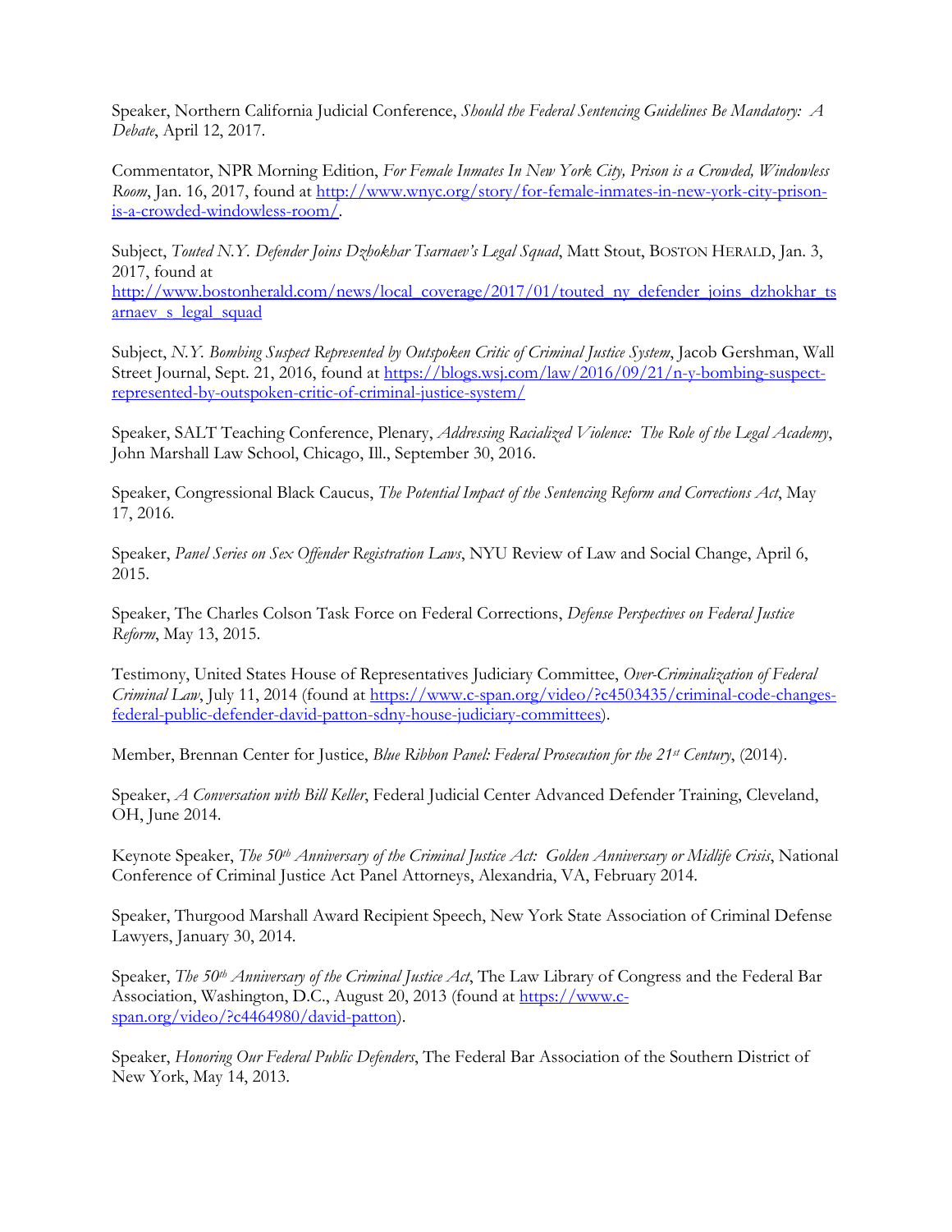Speaker, Northern California Judicial Conference, *Should the Federal Sentencing Guidelines Be Mandatory: A Debate*, April 12, 2017.

Commentator, NPR Morning Edition, *For Female Inmates In New York City, Prison is a Crowded, Windowless Room*, Jan. 16, 2017, found at http://www.wnyc.org/story/for-female-inmates-in-new-york-city-prison-is-a-crowded-windowless-room/.

Subject, *Touted N.Y. Defender Joins Dzhokhar Tsarnaev's Legal Squad*, Matt Stout, BOSTON HERALD, Jan. 3, 2017, found at http://www.bostonherald.com/news/local_coverage/2017/01/touted_ny_defender_joins_dzhokhar_tsarnaev_s_legal_squad

Subject, *N.Y. Bombing Suspect Represented by Outspoken Critic of Criminal Justice System*, Jacob Gershman, Wall Street Journal, Sept. 21, 2016, found at https://blogs.wsj.com/law/2016/09/21/n-y-bombing-suspect-represented-by-outspoken-critic-of-criminal-justice-system/

Speaker, SALT Teaching Conference, Plenary, *Addressing Racialized Violence: The Role of the Legal Academy*, John Marshall Law School, Chicago, Ill., September 30, 2016.

Speaker, Congressional Black Caucus, *The Potential Impact of the Sentencing Reform and Corrections Act*, May 17, 2016.

Speaker, *Panel Series on Sex Offender Registration Laws*, NYU Review of Law and Social Change, April 6, 2015.

Speaker, The Charles Colson Task Force on Federal Corrections, *Defense Perspectives on Federal Justice Reform*, May 13, 2015.

Testimony, United States House of Representatives Judiciary Committee, *Over-Criminalization of Federal Criminal Law*, July 11, 2014 (found at https://www.c-span.org/video/?c4503435/criminal-code-changes-federal-public-defender-david-patton-sdny-house-judiciary-committees).

Member, Brennan Center for Justice, *Blue Ribbon Panel: Federal Prosecution for the 21st Century*, (2014).

Speaker, *A Conversation with Bill Keller*, Federal Judicial Center Advanced Defender Training, Cleveland, OH, June 2014.

Keynote Speaker, *The 50th Anniversary of the Criminal Justice Act: Golden Anniversary or Midlife Crisis*, National Conference of Criminal Justice Act Panel Attorneys, Alexandria, VA, February 2014.

Speaker, Thurgood Marshall Award Recipient Speech, New York State Association of Criminal Defense Lawyers, January 30, 2014.

Speaker, *The 50th Anniversary of the Criminal Justice Act*, The Law Library of Congress and the Federal Bar Association, Washington, D.C., August 20, 2013 (found at https://www.c-span.org/video/?c4464980/david-patton).

Speaker, *Honoring Our Federal Public Defenders*, The Federal Bar Association of the Southern District of New York, May 14, 2013.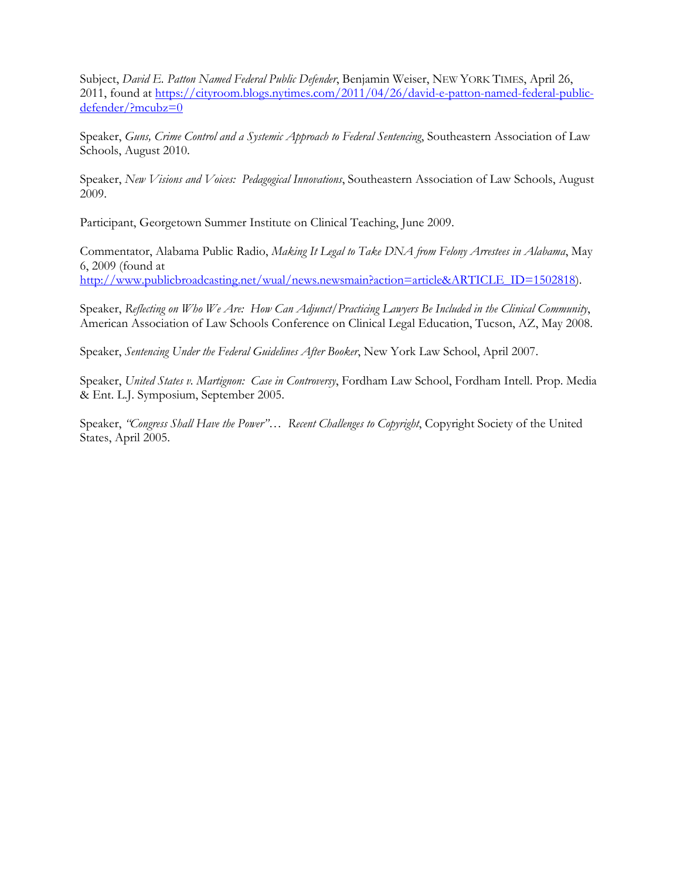Subject, *David E. Patton Named Federal Public Defender*, Benjamin Weiser, NEW YORK TIMES, April 26, 2011, found at https://cityroom.blogs.nytimes.com/2011/04/26/david-e-patton-named-federal-public-defender/?mcubz=0

Speaker, *Guns, Crime Control and a Systemic Approach to Federal Sentencing*, Southeastern Association of Law Schools, August 2010.

Speaker, *New Visions and Voices: Pedagogical Innovations*, Southeastern Association of Law Schools, August 2009.

Participant, Georgetown Summer Institute on Clinical Teaching, June 2009.

Commentator, Alabama Public Radio, *Making It Legal to Take DNA from Felony Arrestees in Alabama*, May 6, 2009 (found at http://www.publicbroadcasting.net/wual/news.newsmain?action=article&ARTICLE_ID=1502818).

Speaker, *Reflecting on Who We Are: How Can Adjunct/Practicing Lawyers Be Included in the Clinical Community*, American Association of Law Schools Conference on Clinical Legal Education, Tucson, AZ, May 2008.

Speaker, *Sentencing Under the Federal Guidelines After Booker*, New York Law School, April 2007.

Speaker, *United States v. Martignon: Case in Controversy*, Fordham Law School, Fordham Intell. Prop. Media & Ent. L.J. Symposium, September 2005.

Speaker, *"Congress Shall Have the Power"… Recent Challenges to Copyright*, Copyright Society of the United States, April 2005.